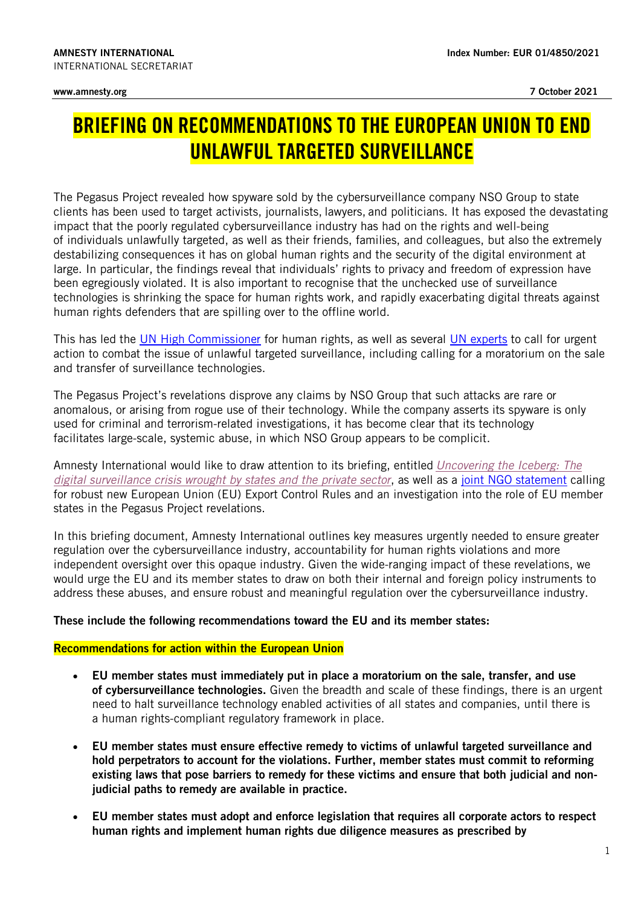**AMNESTY INTERNATIONAL**
INTERNATIONAL SECRETARIAT

**www.amnesty.org**

**Index Number: EUR 01/4850/2021**

**7 October 2021**

# BRIEFING ON RECOMMENDATIONS TO THE EUROPEAN UNION TO END UNLAWFUL TARGETED SURVEILLANCE

The Pegasus Project revealed how spyware sold by the cybersurveillance company NSO Group to state clients has been used to target activists, journalists, lawyers, and politicians. It has exposed the devastating impact that the poorly regulated cybersurveillance industry has had on the rights and well-being of individuals unlawfully targeted, as well as their friends, families, and colleagues, but also the extremely destabilizing consequences it has on global human rights and the security of the digital environment at large. In particular, the findings reveal that individuals' rights to privacy and freedom of expression have been egregiously violated. It is also important to recognise that the unchecked use of surveillance technologies is shrinking the space for human rights work, and rapidly exacerbating digital threats against human rights defenders that are spilling over to the offline world.

This has led the UN High Commissioner for human rights, as well as several UN experts to call for urgent action to combat the issue of unlawful targeted surveillance, including calling for a moratorium on the sale and transfer of surveillance technologies.

The Pegasus Project's revelations disprove any claims by NSO Group that such attacks are rare or anomalous, or arising from rogue use of their technology. While the company asserts its spyware is only used for criminal and terrorism-related investigations, it has become clear that its technology facilitates large-scale, systemic abuse, in which NSO Group appears to be complicit.

Amnesty International would like to draw attention to its briefing, entitled *Uncovering the Iceberg: The digital surveillance crisis wrought by states and the private sector*, as well as a joint NGO statement calling for robust new European Union (EU) Export Control Rules and an investigation into the role of EU member states in the Pegasus Project revelations.

In this briefing document, Amnesty International outlines key measures urgently needed to ensure greater regulation over the cybersurveillance industry, accountability for human rights violations and more independent oversight over this opaque industry. Given the wide-ranging impact of these revelations, we would urge the EU and its member states to draw on both their internal and foreign policy instruments to address these abuses, and ensure robust and meaningful regulation over the cybersurveillance industry.

**These include the following recommendations toward the EU and its member states:**

**Recommendations for action within the European Union**

- **EU member states must immediately put in place a moratorium on the sale, transfer, and use of cybersurveillance technologies.** Given the breadth and scale of these findings, there is an urgent need to halt surveillance technology enabled activities of all states and companies, until there is a human rights-compliant regulatory framework in place.
- **EU member states must ensure effective remedy to victims of unlawful targeted surveillance and hold perpetrators to account for the violations. Further, member states must commit to reforming existing laws that pose barriers to remedy for these victims and ensure that both judicial and non-judicial paths to remedy are available in practice.**
- **EU member states must adopt and enforce legislation that requires all corporate actors to respect human rights and implement human rights due diligence measures as prescribed by**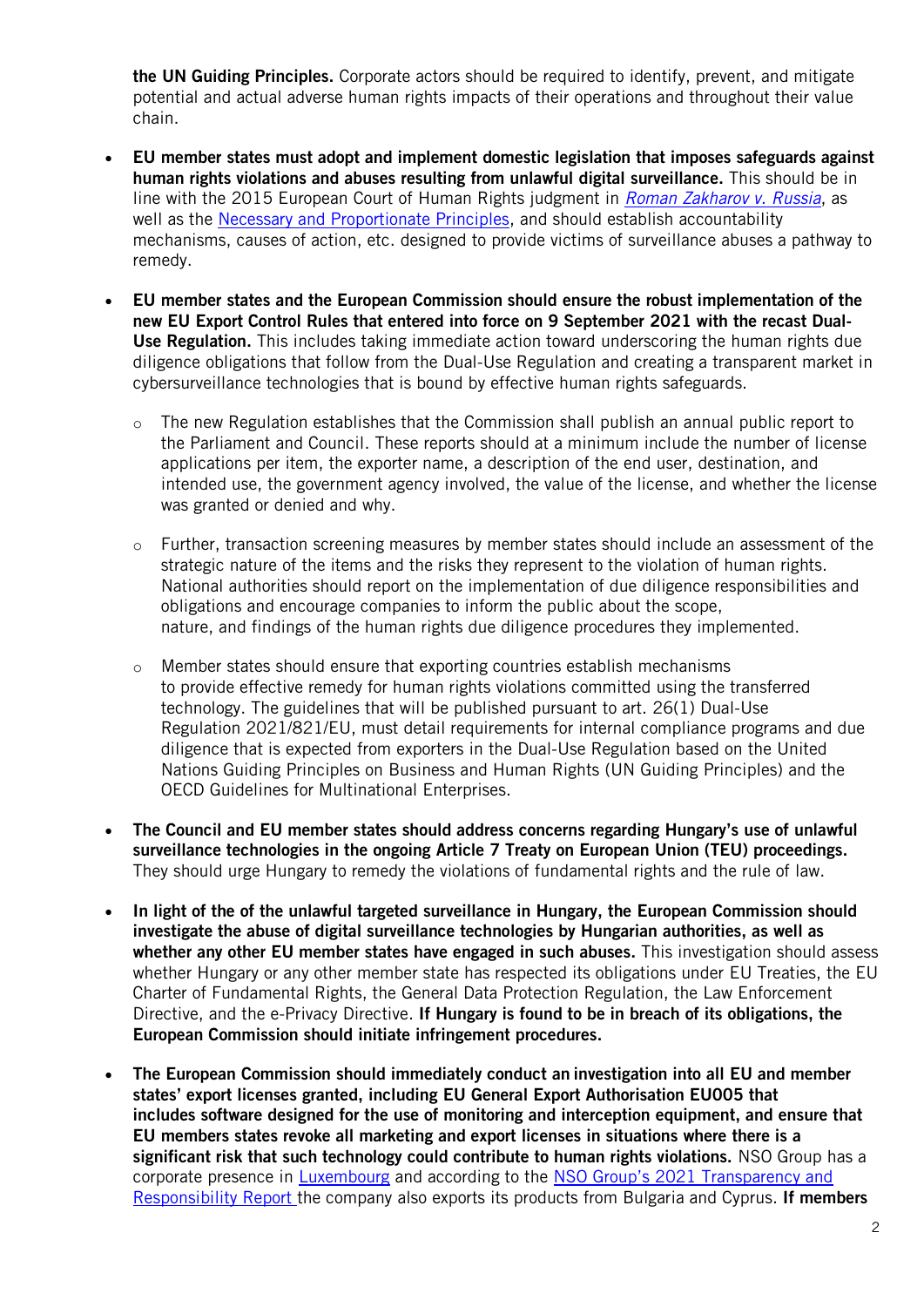**the UN Guiding Principles.** Corporate actors should be required to identify, prevent, and mitigate potential and actual adverse human rights impacts of their operations and throughout their value chain.

- **EU member states must adopt and implement domestic legislation that imposes safeguards against human rights violations and abuses resulting from unlawful digital surveillance.** This should be in line with the 2015 European Court of Human Rights judgment in *Roman Zakharov v. Russia*, as well as the Necessary and Proportionate Principles, and should establish accountability mechanisms, causes of action, etc. designed to provide victims of surveillance abuses a pathway to remedy.

- **EU member states and the European Commission should ensure the robust implementation of the new EU Export Control Rules that entered into force on 9 September 2021 with the recast Dual-Use Regulation.** This includes taking immediate action toward underscoring the human rights due diligence obligations that follow from the Dual-Use Regulation and creating a transparent market in cybersurveillance technologies that is bound by effective human rights safeguards.

  - The new Regulation establishes that the Commission shall publish an annual public report to the Parliament and Council. These reports should at a minimum include the number of license applications per item, the exporter name, a description of the end user, destination, and intended use, the government agency involved, the value of the license, and whether the license was granted or denied and why.

  - Further, transaction screening measures by member states should include an assessment of the strategic nature of the items and the risks they represent to the violation of human rights. National authorities should report on the implementation of due diligence responsibilities and obligations and encourage companies to inform the public about the scope, nature, and findings of the human rights due diligence procedures they implemented.

  - Member states should ensure that exporting countries establish mechanisms to provide effective remedy for human rights violations committed using the transferred technology. The guidelines that will be published pursuant to art. 26(1) Dual-Use Regulation 2021/821/EU, must detail requirements for internal compliance programs and due diligence that is expected from exporters in the Dual-Use Regulation based on the United Nations Guiding Principles on Business and Human Rights (UN Guiding Principles) and the OECD Guidelines for Multinational Enterprises.

- **The Council and EU member states should address concerns regarding Hungary's use of unlawful surveillance technologies in the ongoing Article 7 Treaty on European Union (TEU) proceedings.** They should urge Hungary to remedy the violations of fundamental rights and the rule of law.

- **In light of the of the unlawful targeted surveillance in Hungary, the European Commission should investigate the abuse of digital surveillance technologies by Hungarian authorities, as well as whether any other EU member states have engaged in such abuses.** This investigation should assess whether Hungary or any other member state has respected its obligations under EU Treaties, the EU Charter of Fundamental Rights, the General Data Protection Regulation, the Law Enforcement Directive, and the e-Privacy Directive. **If Hungary is found to be in breach of its obligations, the European Commission should initiate infringement procedures.**

- **The European Commission should immediately conduct an investigation into all EU and member states' export licenses granted, including EU General Export Authorisation EU005 that includes software designed for the use of monitoring and interception equipment, and ensure that EU members states revoke all marketing and export licenses in situations where there is a significant risk that such technology could contribute to human rights violations.** NSO Group has a corporate presence in Luxembourg and according to the NSO Group's 2021 Transparency and Responsibility Report the company also exports its products from Bulgaria and Cyprus. **If members**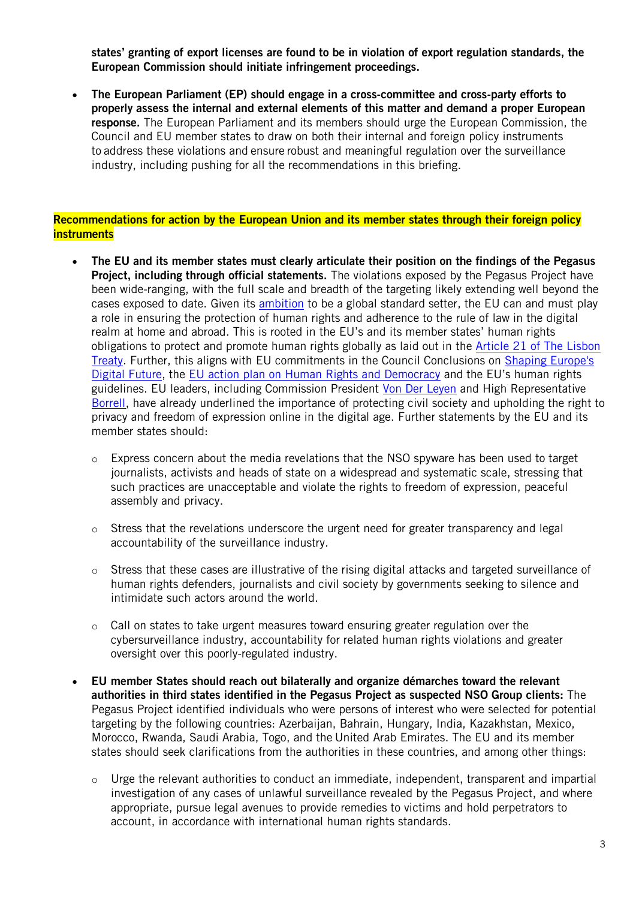**states' granting of export licenses are found to be in violation of export regulation standards, the European Commission should initiate infringement proceedings.**

- **The European Parliament (EP) should engage in a cross-committee and cross-party efforts to properly assess the internal and external elements of this matter and demand a proper European response.** The European Parliament and its members should urge the European Commission, the Council and EU member states to draw on both their internal and foreign policy instruments to address these violations and ensure robust and meaningful regulation over the surveillance industry, including pushing for all the recommendations in this briefing.

**Recommendations for action by the European Union and its member states through their foreign policy instruments**

- **The EU and its member states must clearly articulate their position on the findings of the Pegasus Project, including through official statements.** The violations exposed by the Pegasus Project have been wide-ranging, with the full scale and breadth of the targeting likely extending well beyond the cases exposed to date. Given its ambition to be a global standard setter, the EU can and must play a role in ensuring the protection of human rights and adherence to the rule of law in the digital realm at home and abroad. This is rooted in the EU's and its member states' human rights obligations to protect and promote human rights globally as laid out in the Article 21 of The Lisbon Treaty. Further, this aligns with EU commitments in the Council Conclusions on Shaping Europe's Digital Future, the EU action plan on Human Rights and Democracy and the EU's human rights guidelines. EU leaders, including Commission President Von Der Leyen and High Representative Borrell, have already underlined the importance of protecting civil society and upholding the right to privacy and freedom of expression online in the digital age. Further statements by the EU and its member states should:
    - Express concern about the media revelations that the NSO spyware has been used to target journalists, activists and heads of state on a widespread and systematic scale, stressing that such practices are unacceptable and violate the rights to freedom of expression, peaceful assembly and privacy.
    - Stress that the revelations underscore the urgent need for greater transparency and legal accountability of the surveillance industry.
    - Stress that these cases are illustrative of the rising digital attacks and targeted surveillance of human rights defenders, journalists and civil society by governments seeking to silence and intimidate such actors around the world.
    - Call on states to take urgent measures toward ensuring greater regulation over the cybersurveillance industry, accountability for related human rights violations and greater oversight over this poorly-regulated industry.
- **EU member States should reach out bilaterally and organize démarches toward the relevant authorities in third states identified in the Pegasus Project as suspected NSO Group clients:** The Pegasus Project identified individuals who were persons of interest who were selected for potential targeting by the following countries: Azerbaijan, Bahrain, Hungary, India, Kazakhstan, Mexico, Morocco, Rwanda, Saudi Arabia, Togo, and the United Arab Emirates. The EU and its member states should seek clarifications from the authorities in these countries, and among other things:
    - Urge the relevant authorities to conduct an immediate, independent, transparent and impartial investigation of any cases of unlawful surveillance revealed by the Pegasus Project, and where appropriate, pursue legal avenues to provide remedies to victims and hold perpetrators to account, in accordance with international human rights standards.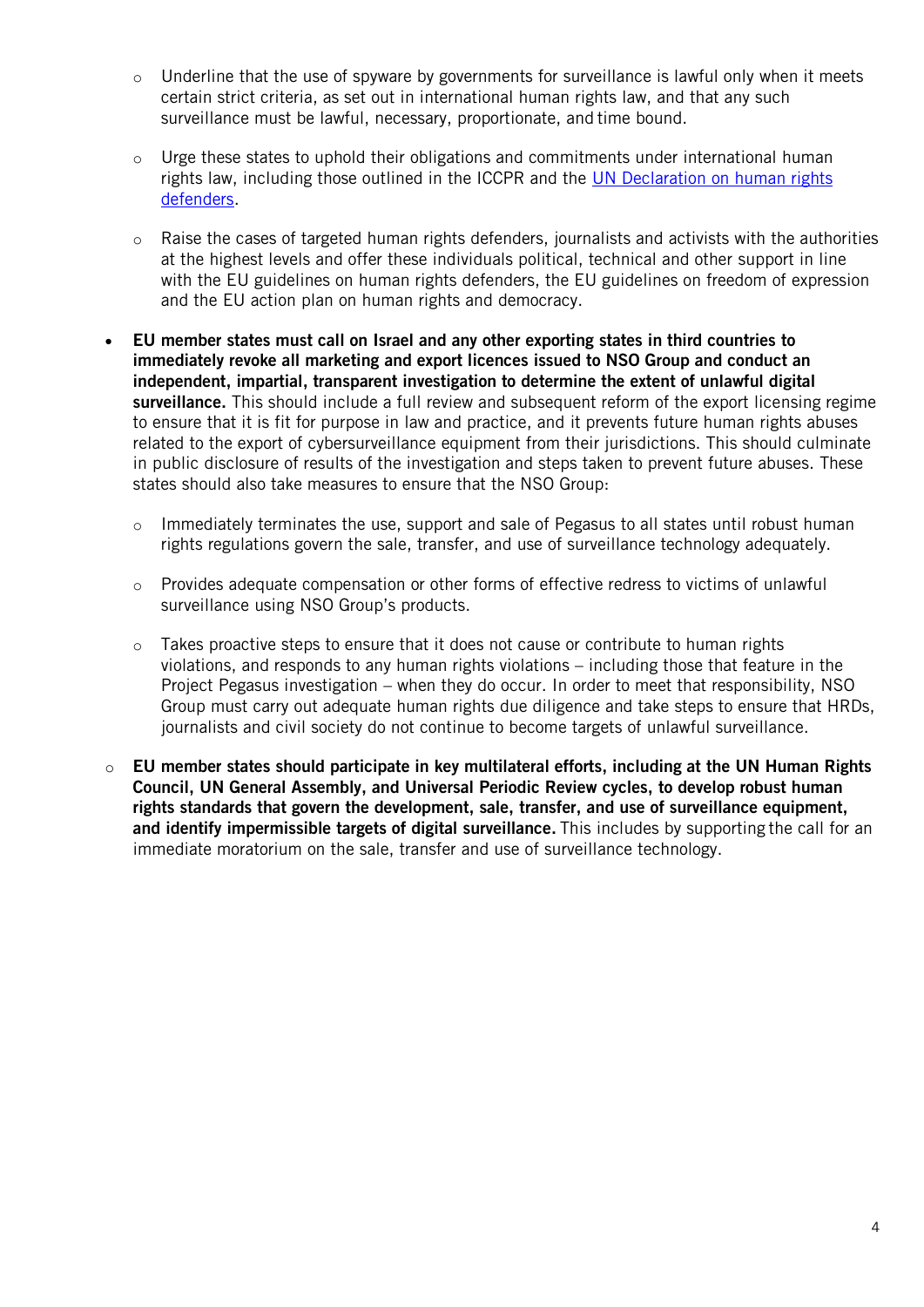- Underline that the use of spyware by governments for surveillance is lawful only when it meets certain strict criteria, as set out in international human rights law, and that any such surveillance must be lawful, necessary, proportionate, and time bound.
  - Urge these states to uphold their obligations and commitments under international human rights law, including those outlined in the ICCPR and the [UN Declaration on human rights defenders](#).
  - Raise the cases of targeted human rights defenders, journalists and activists with the authorities at the highest levels and offer these individuals political, technical and other support in line with the EU guidelines on human rights defenders, the EU guidelines on freedom of expression and the EU action plan on human rights and democracy.

- **EU member states must call on Israel and any other exporting states in third countries to immediately revoke all marketing and export licences issued to NSO Group and conduct an independent, impartial, transparent investigation to determine the extent of unlawful digital surveillance.** This should include a full review and subsequent reform of the export licensing regime to ensure that it is fit for purpose in law and practice, and it prevents future human rights abuses related to the export of cybersurveillance equipment from their jurisdictions. This should culminate in public disclosure of results of the investigation and steps taken to prevent future abuses. These states should also take measures to ensure that the NSO Group:
  - Immediately terminates the use, support and sale of Pegasus to all states until robust human rights regulations govern the sale, transfer, and use of surveillance technology adequately.
  - Provides adequate compensation or other forms of effective redress to victims of unlawful surveillance using NSO Group's products.
  - Takes proactive steps to ensure that it does not cause or contribute to human rights violations, and responds to any human rights violations – including those that feature in the Project Pegasus investigation – when they do occur. In order to meet that responsibility, NSO Group must carry out adequate human rights due diligence and take steps to ensure that HRDs, journalists and civil society do not continue to become targets of unlawful surveillance.

- **EU member states should participate in key multilateral efforts, including at the UN Human Rights Council, UN General Assembly, and Universal Periodic Review cycles, to develop robust human rights standards that govern the development, sale, transfer, and use of surveillance equipment, and identify impermissible targets of digital surveillance.** This includes by supporting the call for an immediate moratorium on the sale, transfer and use of surveillance technology.